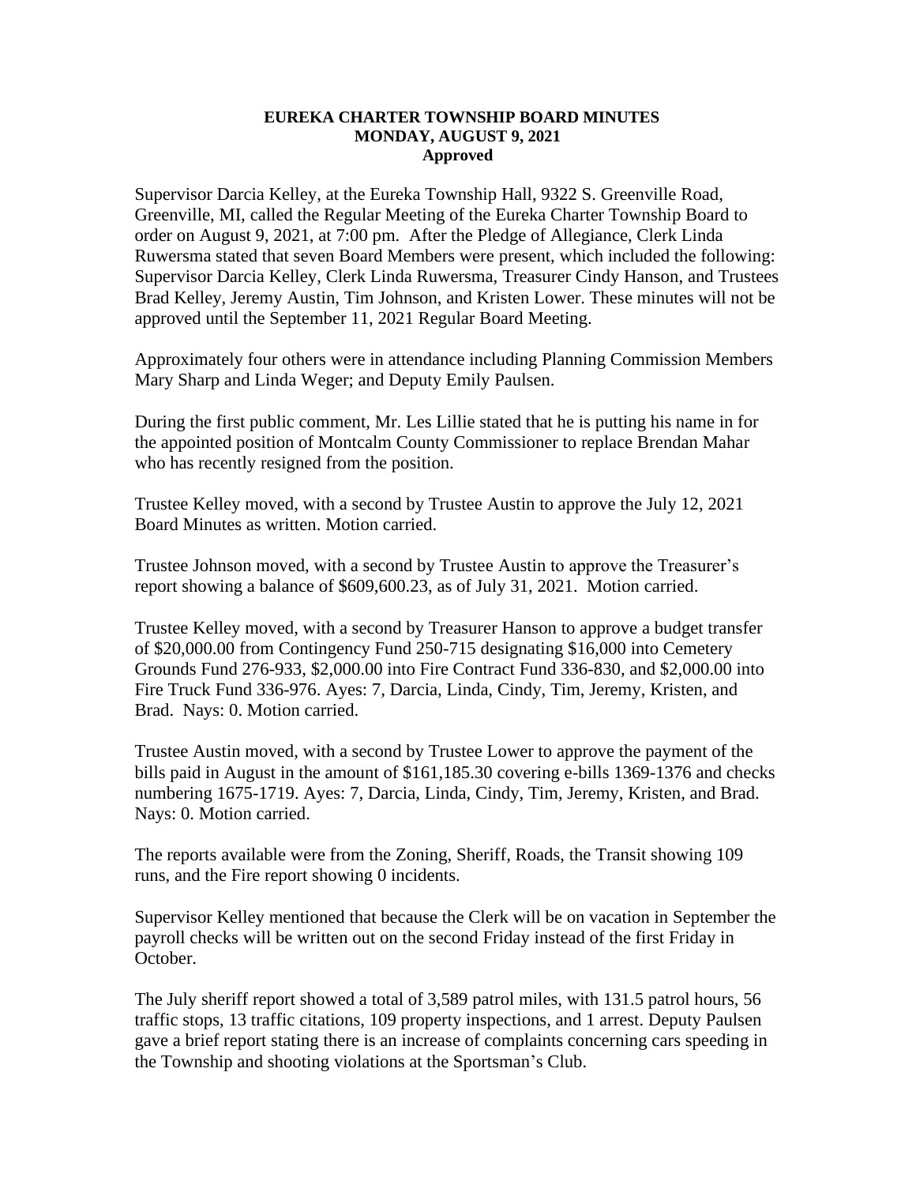**EUREKA CHARTER TOWNSHIP BOARD MINUTES**
**MONDAY, AUGUST 9, 2021**
**Approved**

Supervisor Darcia Kelley, at the Eureka Township Hall, 9322 S. Greenville Road, Greenville, MI, called the Regular Meeting of the Eureka Charter Township Board to order on August 9, 2021, at 7:00 pm. After the Pledge of Allegiance, Clerk Linda Ruwersma stated that seven Board Members were present, which included the following: Supervisor Darcia Kelley, Clerk Linda Ruwersma, Treasurer Cindy Hanson, and Trustees Brad Kelley, Jeremy Austin, Tim Johnson, and Kristen Lower. These minutes will not be approved until the September 11, 2021 Regular Board Meeting.

Approximately four others were in attendance including Planning Commission Members Mary Sharp and Linda Weger; and Deputy Emily Paulsen.

During the first public comment, Mr. Les Lillie stated that he is putting his name in for the appointed position of Montcalm County Commissioner to replace Brendan Mahar who has recently resigned from the position.

Trustee Kelley moved, with a second by Trustee Austin to approve the July 12, 2021 Board Minutes as written. Motion carried.

Trustee Johnson moved, with a second by Trustee Austin to approve the Treasurer's report showing a balance of $609,600.23, as of July 31, 2021. Motion carried.

Trustee Kelley moved, with a second by Treasurer Hanson to approve a budget transfer of $20,000.00 from Contingency Fund 250-715 designating $16,000 into Cemetery Grounds Fund 276-933, $2,000.00 into Fire Contract Fund 336-830, and $2,000.00 into Fire Truck Fund 336-976. Ayes: 7, Darcia, Linda, Cindy, Tim, Jeremy, Kristen, and Brad. Nays: 0. Motion carried.

Trustee Austin moved, with a second by Trustee Lower to approve the payment of the bills paid in August in the amount of $161,185.30 covering e-bills 1369-1376 and checks numbering 1675-1719. Ayes: 7, Darcia, Linda, Cindy, Tim, Jeremy, Kristen, and Brad. Nays: 0. Motion carried.

The reports available were from the Zoning, Sheriff, Roads, the Transit showing 109 runs, and the Fire report showing 0 incidents.

Supervisor Kelley mentioned that because the Clerk will be on vacation in September the payroll checks will be written out on the second Friday instead of the first Friday in October.

The July sheriff report showed a total of 3,589 patrol miles, with 131.5 patrol hours, 56 traffic stops, 13 traffic citations, 109 property inspections, and 1 arrest. Deputy Paulsen gave a brief report stating there is an increase of complaints concerning cars speeding in the Township and shooting violations at the Sportsman's Club.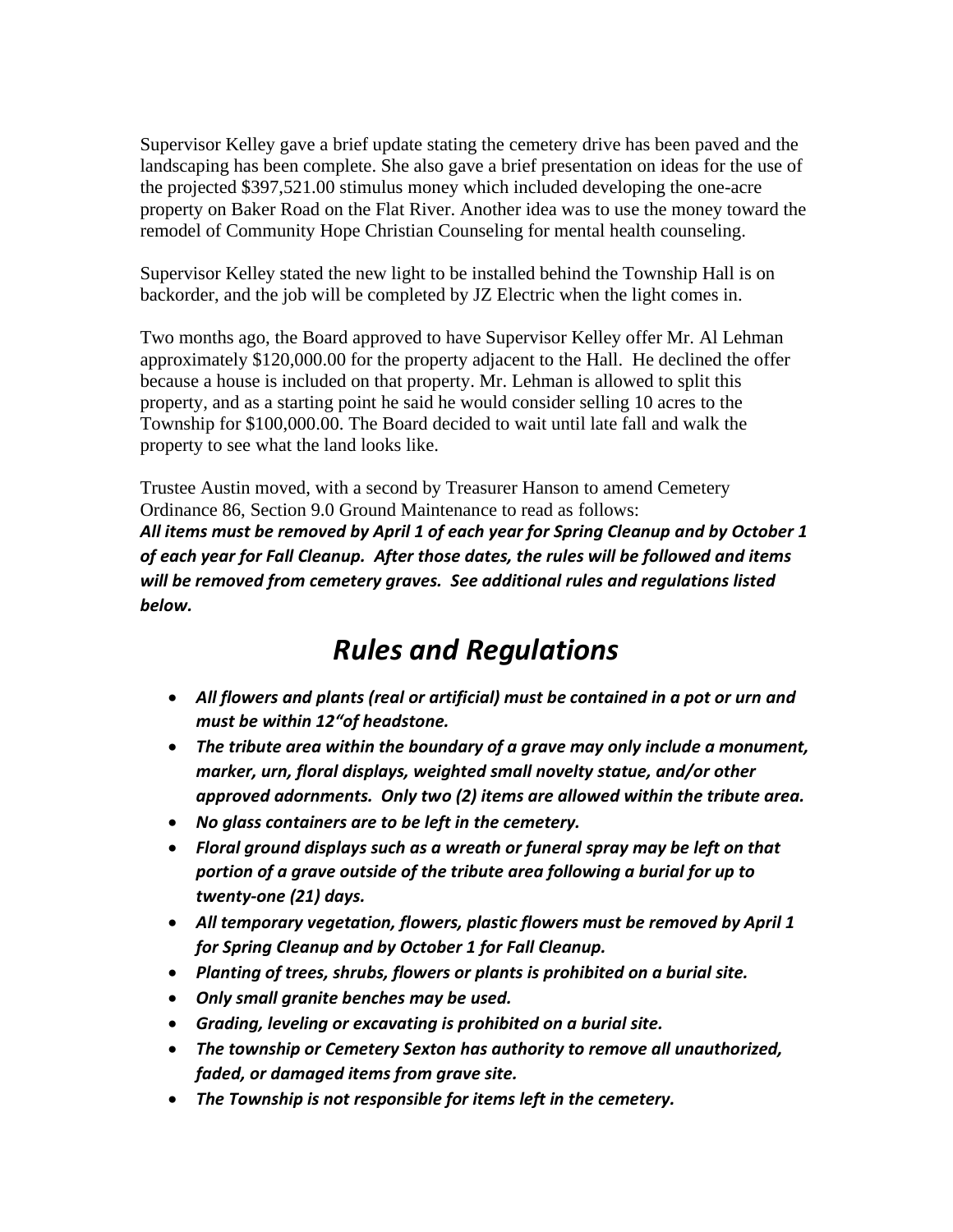Supervisor Kelley gave a brief update stating the cemetery drive has been paved and the landscaping has been complete. She also gave a brief presentation on ideas for the use of the projected $397,521.00 stimulus money which included developing the one-acre property on Baker Road on the Flat River. Another idea was to use the money toward the remodel of Community Hope Christian Counseling for mental health counseling.

Supervisor Kelley stated the new light to be installed behind the Township Hall is on backorder, and the job will be completed by JZ Electric when the light comes in.

Two months ago, the Board approved to have Supervisor Kelley offer Mr. Al Lehman approximately $120,000.00 for the property adjacent to the Hall. He declined the offer because a house is included on that property. Mr. Lehman is allowed to split this property, and as a starting point he said he would consider selling 10 acres to the Township for $100,000.00. The Board decided to wait until late fall and walk the property to see what the land looks like.

Trustee Austin moved, with a second by Treasurer Hanson to amend Cemetery Ordinance 86, Section 9.0 Ground Maintenance to read as follows:

***All items must be removed by April 1 of each year for Spring Cleanup and by October 1 of each year for Fall Cleanup. After those dates, the rules will be followed and items will be removed from cemetery graves. See additional rules and regulations listed below.***

## *Rules and Regulations*

- ***All flowers and plants (real or artificial) must be contained in a pot or urn and must be within 12"of headstone.***
- ***The tribute area within the boundary of a grave may only include a monument, marker, urn, floral displays, weighted small novelty statue, and/or other approved adornments. Only two (2) items are allowed within the tribute area.***
- ***No glass containers are to be left in the cemetery.***
- ***Floral ground displays such as a wreath or funeral spray may be left on that portion of a grave outside of the tribute area following a burial for up to twenty-one (21) days.***
- ***All temporary vegetation, flowers, plastic flowers must be removed by April 1 for Spring Cleanup and by October 1 for Fall Cleanup.***
- ***Planting of trees, shrubs, flowers or plants is prohibited on a burial site.***
- ***Only small granite benches may be used.***
- ***Grading, leveling or excavating is prohibited on a burial site.***
- ***The township or Cemetery Sexton has authority to remove all unauthorized, faded, or damaged items from grave site.***
- ***The Township is not responsible for items left in the cemetery.***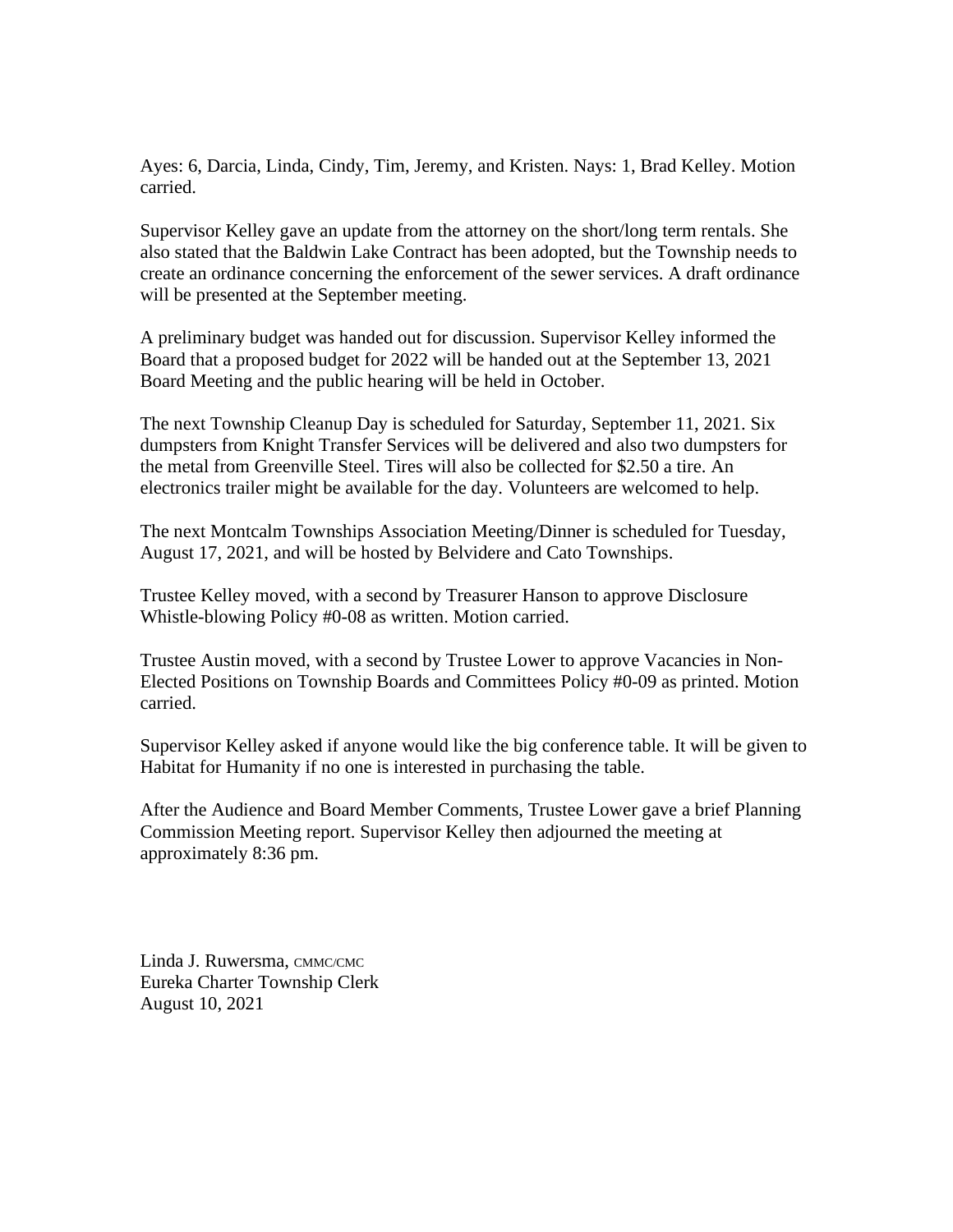Ayes: 6, Darcia, Linda, Cindy, Tim, Jeremy, and Kristen. Nays: 1, Brad Kelley. Motion carried.

Supervisor Kelley gave an update from the attorney on the short/long term rentals. She also stated that the Baldwin Lake Contract has been adopted, but the Township needs to create an ordinance concerning the enforcement of the sewer services. A draft ordinance will be presented at the September meeting.

A preliminary budget was handed out for discussion. Supervisor Kelley informed the Board that a proposed budget for 2022 will be handed out at the September 13, 2021 Board Meeting and the public hearing will be held in October.

The next Township Cleanup Day is scheduled for Saturday, September 11, 2021. Six dumpsters from Knight Transfer Services will be delivered and also two dumpsters for the metal from Greenville Steel. Tires will also be collected for $2.50 a tire. An electronics trailer might be available for the day. Volunteers are welcomed to help.

The next Montcalm Townships Association Meeting/Dinner is scheduled for Tuesday, August 17, 2021, and will be hosted by Belvidere and Cato Townships.

Trustee Kelley moved, with a second by Treasurer Hanson to approve Disclosure Whistle-blowing Policy #0-08 as written. Motion carried.

Trustee Austin moved, with a second by Trustee Lower to approve Vacancies in Non-Elected Positions on Township Boards and Committees Policy #0-09 as printed. Motion carried.

Supervisor Kelley asked if anyone would like the big conference table. It will be given to Habitat for Humanity if no one is interested in purchasing the table.

After the Audience and Board Member Comments, Trustee Lower gave a brief Planning Commission Meeting report. Supervisor Kelley then adjourned the meeting at approximately 8:36 pm.

Linda J. Ruwersma, CMMC/CMC
Eureka Charter Township Clerk
August 10, 2021